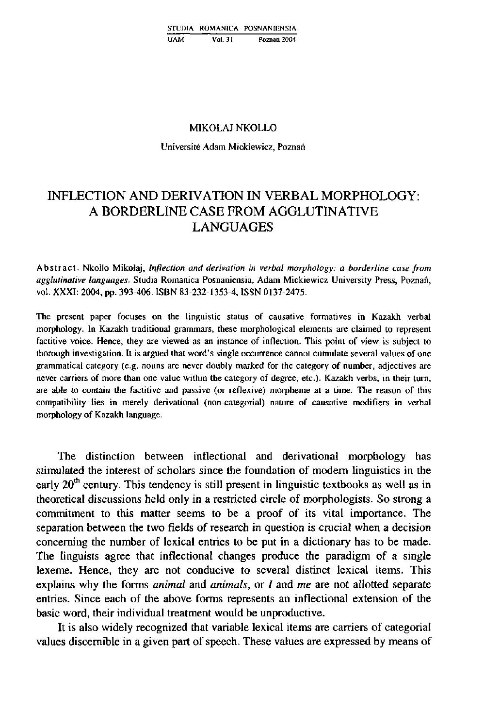MIKOŁAJ NKOLLO

Université Adam Mickiewicz, Poznań

# INFLECTION AND DERIVATION IN VERBAL MORPHOLOGY: A BORDERLINE CASE FROM AGGLUTINATIVE LANGUAGES

**Abstract**. Nkollo Mikołaj, *Inflection and derivation in verbal morphology: a borderline case from agglutinative languages*. Studia Romanica Posnaniensia, Adam Mickiewicz University Press, Poznań, vol. XXXI: 2004, pp. 393-406. ISBN 83-232-1353-4, ISSN 0137-2475.

The present paper focuses on the linguistic status of causative formatives in Kazakh verbal morphology. In Kazakh traditional grammars, these morphological elements are claimed to represent factitive voice. Hence, they are viewed as an instance of inflection. This point of view is subject to thorough investigation. It is argued that word's single occurrence cannot cumulate several values of one grammatical category (e.g. nouns are never doubly marked for the category of number, adjectives are never carriers of more than one value within the category of degree, etc.). Kazakh verbs, in their turn, are able to contain the factitive and passive (or reflexive) morpheme at a time. The reason of this compatibility lies in merely derivational (non-categorial) nature of causative modifiers in verbal morphology of Kazakh language.

The distinction between inflectional and derivational morphology has stimulated the interest of scholars since the foundation of modern linguistics in the early 20th century. This tendency is still present in linguistic textbooks as well as in theoretical discussions held only in a restricted circle of morphologists. So strong a commitment to this matter seems to be a proof of its vital importance. The separation between the two fields of research in question is crucial when a decision concerning the number of lexical entries to be put in a dictionary has to be made. The linguists agree that inflectional changes produce the paradigm of a single lexeme. Hence, they are not conducive to several distinct lexical items. This explains why the forms *animal* and *animals*, or *I* and *me* are not allotted separate entries. Since each of the above forms represents an inflectional extension of the basic word, their individual treatment would be unproductive.

It is also widely recognized that variable lexical items are carriers of categorial values discernible in a given part of speech. These values are expressed by means of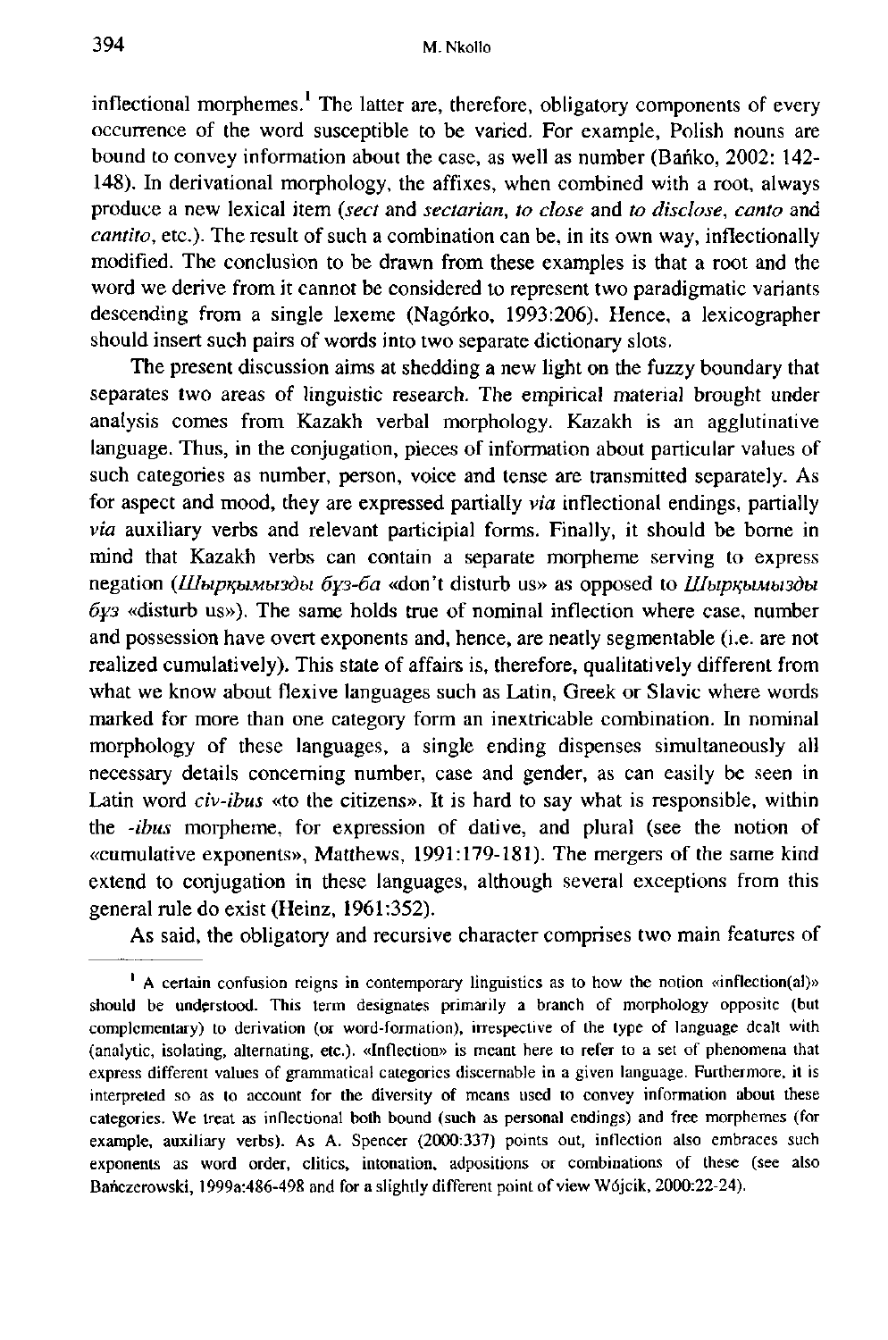inflectional morphemes.[1] The latter are, therefore, obligatory components of every occurrence of the word susceptible to be varied. For example, Polish nouns are bound to convey information about the case, as well as number (Bańko, 2002: 142-148). In derivational morphology, the affixes, when combined with a root, always produce a new lexical item (*sect* and *sectarian*, *to close* and *to disclose*, *canto* and *cantito*, etc.). The result of such a combination can be, in its own way, inflectionally modified. The conclusion to be drawn from these examples is that a root and the word we derive from it cannot be considered to represent two paradigmatic variants descending from a single lexeme (Nagórko, 1993:206). Hence, a lexicographer should insert such pairs of words into two separate dictionary slots.

The present discussion aims at shedding a new light on the fuzzy boundary that separates two areas of linguistic research. The empirical material brought under analysis comes from Kazakh verbal morphology. Kazakh is an agglutinative language. Thus, in the conjugation, pieces of information about particular values of such categories as number, person, voice and tense are transmitted separately. As for aspect and mood, they are expressed partially *via* inflectional endings, partially *via* auxiliary verbs and relevant participial forms. Finally, it should be borne in mind that Kazakh verbs can contain a separate morpheme serving to express negation (*Шырқымызды бұз-ба* «don't disturb us» as opposed to *Шырқымызды бұз* «disturb us»). The same holds true of nominal inflection where case, number and possession have overt exponents and, hence, are neatly segmentable (i.e. are not realized cumulatively). This state of affairs is, therefore, qualitatively different from what we know about flexive languages such as Latin, Greek or Slavic where words marked for more than one category form an inextricable combination. In nominal morphology of these languages, a single ending dispenses simultaneously all necessary details concerning number, case and gender, as can easily be seen in Latin word *civ-ibus* «to the citizens». It is hard to say what is responsible, within the *-ibus* morpheme, for expression of dative, and plural (see the notion of «cumulative exponents», Matthews, 1991:179-181). The mergers of the same kind extend to conjugation in these languages, although several exceptions from this general rule do exist (Heinz, 1961:352).

As said, the obligatory and recursive character comprises two main features of

---

[1] A certain confusion reigns in contemporary linguistics as to how the notion «inflection(al)» should be understood. This term designates primarily a branch of morphology opposite (but complementary) to derivation (or word-formation), irrespective of the type of language dealt with (analytic, isolating, alternating, etc.). «Inflection» is meant here to refer to a set of phenomena that express different values of grammatical categories discernable in a given language. Furthermore, it is interpreted so as to account for the diversity of means used to convey information about these categories. We treat as inflectional both bound (such as personal endings) and free morphemes (for example, auxiliary verbs). As A. Spencer (2000:337) points out, inflection also embraces such exponents as word order, clitics, intonation, adpositions or combinations of these (see also Bańczerowski, 1999a:486-498 and for a slightly different point of view Wójcik, 2000:22-24).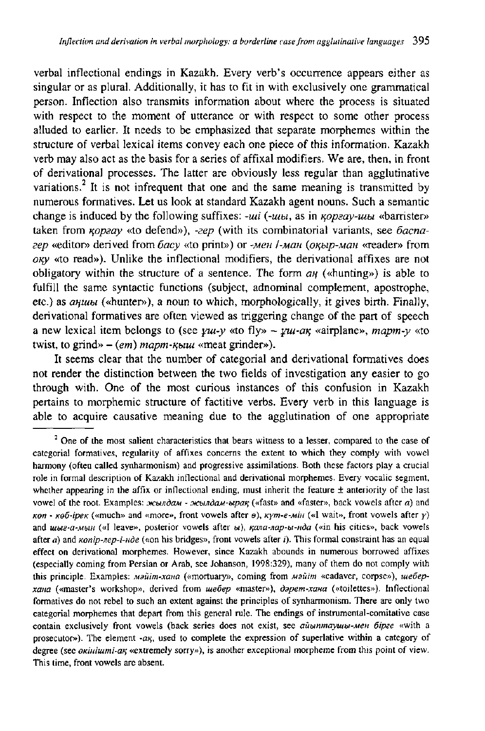verbal inflectional endings in Kazakh. Every verb's occurrence appears either as singular or as plural. Additionally, it has to fit in with exclusively one grammatical person. Inflection also transmits information about where the process is situated with respect to the moment of utterance or with respect to some other process alluded to earlier. It needs to be emphasized that separate morphemes within the structure of verbal lexical items convey each one piece of this information. Kazakh verb may also act as the basis for a series of affixal modifiers. We are, then, in front of derivational processes. The latter are obviously less regular than agglutinative variations.[2] It is not infrequent that one and the same meaning is transmitted by numerous formatives. Let us look at standard Kazakh agent nouns. Such a semantic change is induced by the following suffixes: *-ші* (*-шы*, as in *қорғау-шы* «barrister» taken from *қорғау* «to defend»), *-гер* (with its combinatorial variants, see *баспагер* «editor» derived from *басу* «to print») or *-мен* /*-ман* (*оқыр-ман* «reader» from *оқу* «to read»). Unlike the inflectional modifiers, the derivational affixes are not obligatory within the structure of a sentence. The form *аң* («hunting») is able to fulfill the same syntactic functions (subject, adnominal complement, apostrophe, etc.) as *аңшы* («hunter»), a noun to which, morphologically, it gives birth. Finally, derivational formatives are often viewed as triggering change of the part of speech a new lexical item belongs to (see *ұш-у* «to fly» – *ұш-ақ* «airplane», *тарт-у* «to twist, to grind» – (*ет*) *тарт-қыш* «meat grinder»).

It seems clear that the number of categorial and derivational formatives does not render the distinction between the two fields of investigation any easier to go through with. One of the most curious instances of this confusion in Kazakh pertains to morphemic structure of factitive verbs. Every verb in this language is able to acquire causative meaning due to the agglutination of one appropriate

---

[2] One of the most salient characteristics that bears witness to a lesser, compared to the case of categorial formatives, regularity of affixes concerns the extent to which they comply with vowel harmony (often called synharmonism) and progressive assimilations. Both these factors play a crucial role in formal description of Kazakh inflectional and derivational morphemes. Every vocalic segment, whether appearing in the affix or inflectional ending, must inherit the feature ± anteriority of the last vowel of the root. Examples: *жылдам* - *жылдам-ырақ* («fast» and «faster», back vowels after *а*) and *көп* - *көб-ірек* («much» and «more», front vowels after *ө*), *күт-е-мін* («I wait», front vowels after *у*) and *шығ-а-мын* («I leave», posterior vowels after *ы*), *қала-лар-ы-нда* («in his cities», back vowels after *а*) and *көпір-лер-і-нде* («on his bridges», front vowels after *і*). This formal constraint has an equal effect on derivational morphemes. However, since Kazakh abounds in numerous borrowed affixes (especially coming from Persian or Arab, see Johanson, 1998:329), many of them do not comply with this principle. Examples: *мәйіт-хана* («mortuary», coming from *мәйіт* «cadaver, corpse»), *шебер-хана* («master's workshop», derived from *шебер* «master»), *дәрет-хана* («toilettes»). Inflectional formatives do not rebel to such an extent against the principles of synharmonism. There are only two categorial morphemes that depart from this general rule. The endings of instrumental-comitative case contain exclusively front vowels (back series does not exist, see *айыптаушы-мен бірге* «with a prosecutor»). The element *-ақ*, used to complete the expression of superlative within a category of degree (see *өкінішті-ақ* «extremely sorry»), is another exceptional morpheme from this point of view. This time, front vowels are absent.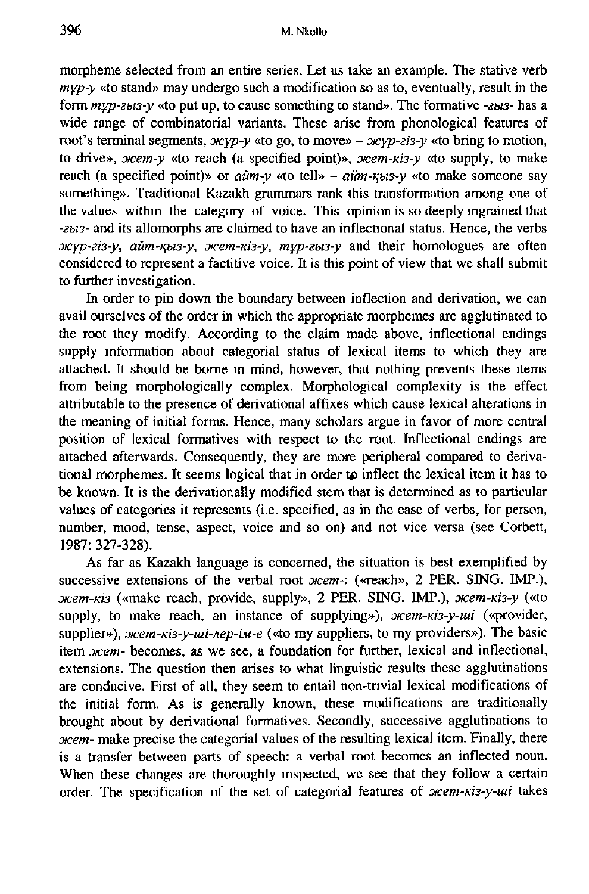morpheme selected from an entire series. Let us take an example. The stative verb *тұр-у* «to stand» may undergo such a modification so as to, eventually, result in the form *тұр-ғыз-у* «to put up, to cause something to stand». The formative *-ғыз-* has a wide range of combinatorial variants. These arise from phonological features of root's terminal segments, *жүр-у* «to go, to move» – *жүр-гіз-у* «to bring to motion, to drive», *жет-у* «to reach (a specified point)», *жет-кіз-у* «to supply, to make reach (a specified point)» or *айт-у* «to tell» – *айт-қыз-у* «to make someone say something». Traditional Kazakh grammars rank this transformation among one of the values within the category of voice. This opinion is so deeply ingrained that *-ғыз-* and its allomorphs are claimed to have an inflectional status. Hence, the verbs *жүр-гіз-у, айт-қыз-у, жет-кіз-у, тұр-ғыз-у* and their homologues are often considered to represent a factitive voice. It is this point of view that we shall submit to further investigation.

In order to pin down the boundary between inflection and derivation, we can avail ourselves of the order in which the appropriate morphemes are agglutinated to the root they modify. According to the claim made above, inflectional endings supply information about categorial status of lexical items to which they are attached. It should be borne in mind, however, that nothing prevents these items from being morphologically complex. Morphological complexity is the effect attributable to the presence of derivational affixes which cause lexical alterations in the meaning of initial forms. Hence, many scholars argue in favor of more central position of lexical formatives with respect to the root. Inflectional endings are attached afterwards. Consequently, they are more peripheral compared to derivational morphemes. It seems logical that in order to inflect the lexical item it has to be known. It is the derivationally modified stem that is determined as to particular values of categories it represents (i.e. specified, as in the case of verbs, for person, number, mood, tense, aspect, voice and so on) and not vice versa (see Corbett, 1987: 327-328).

As far as Kazakh language is concerned, the situation is best exemplified by successive extensions of the verbal root *жет-*: («reach», 2 PER. SING. IMP.), *жет-кіз* («make reach, provide, supply», 2 PER. SING. IMP.), *жет-кіз-у* («to supply, to make reach, an instance of supplying»), *жет-кіз-у-ші* («provider, supplier»), *жет-кіз-у-ші-лер-ім-е* («to my suppliers, to my providers»). The basic item *жет-* becomes, as we see, a foundation for further, lexical and inflectional, extensions. The question then arises to what linguistic results these agglutinations are conducive. First of all, they seem to entail non-trivial lexical modifications of the initial form. As is generally known, these modifications are traditionally brought about by derivational formatives. Secondly, successive agglutinations to *жет-* make precise the categorial values of the resulting lexical item. Finally, there is a transfer between parts of speech: a verbal root becomes an inflected noun. When these changes are thoroughly inspected, we see that they follow a certain order. The specification of the set of categorial features of *жет-кіз-у-ші* takes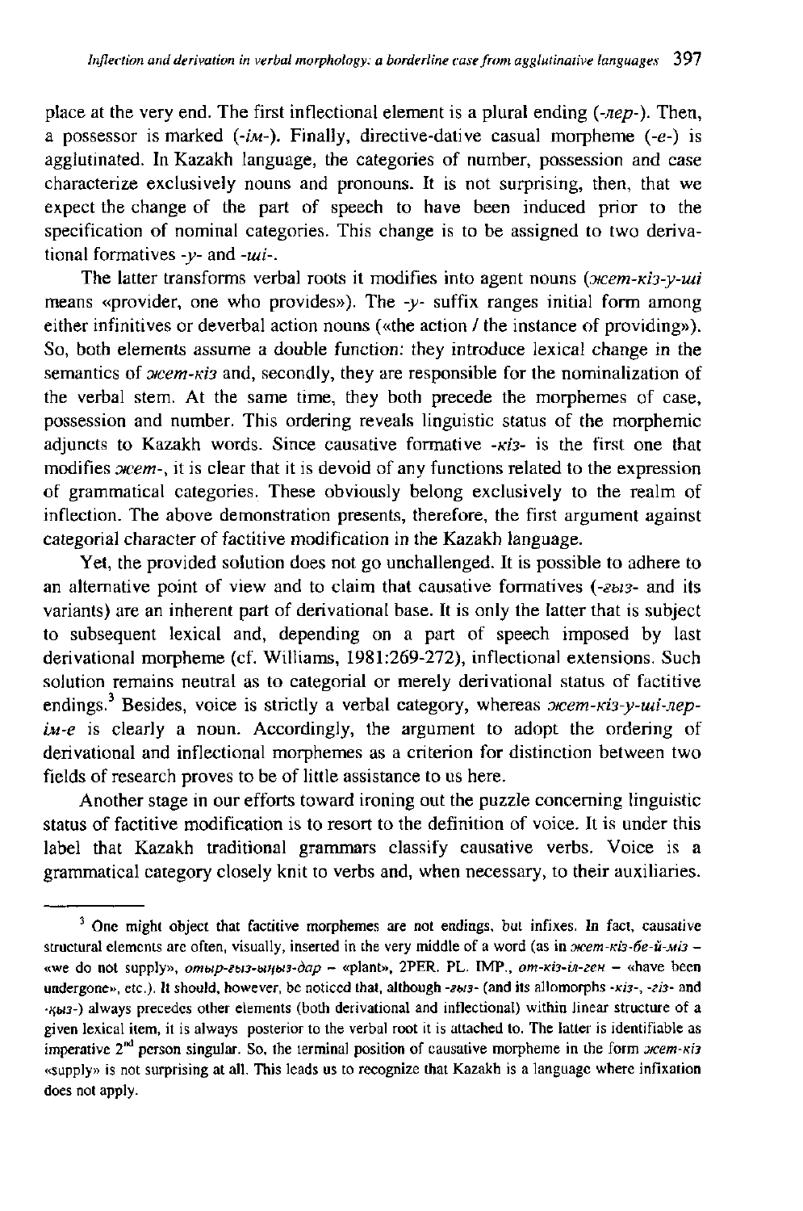place at the very end. The first inflectional element is a plural ending (*-лер-*). Then, a possessor is marked (*-ім-*). Finally, directive-dative casual morpheme (*-е-*) is agglutinated. In Kazakh language, the categories of number, possession and case characterize exclusively nouns and pronouns. It is not surprising, then, that we expect the change of the part of speech to have been induced prior to the specification of nominal categories. This change is to be assigned to two derivational formatives *-у-* and *-ші-*.

The latter transforms verbal roots it modifies into agent nouns (*жет-кіз-у-ші* means «provider, one who provides»). The *-у-* suffix ranges initial form among either infinitives or deverbal action nouns («the action / the instance of providing»). So, both elements assume a double function: they introduce lexical change in the semantics of *жет-кіз* and, secondly, they are responsible for the nominalization of the verbal stem. At the same time, they both precede the morphemes of case, possession and number. This ordering reveals linguistic status of the morphemic adjuncts to Kazakh words. Since causative formative *-кіз-* is the first one that modifies *жет-*, it is clear that it is devoid of any functions related to the expression of grammatical categories. These obviously belong exclusively to the realm of inflection. The above demonstration presents, therefore, the first argument against categorial character of factitive modification in the Kazakh language.

Yet, the provided solution does not go unchallenged. It is possible to adhere to an alternative point of view and to claim that causative formatives (*-ғыз-* and its variants) are an inherent part of derivational base. It is only the latter that is subject to subsequent lexical and, depending on a part of speech imposed by last derivational morpheme (cf. Williams, 1981:269-272), inflectional extensions. Such solution remains neutral as to categorial or merely derivational status of factitive endings.[3] Besides, voice is strictly a verbal category, whereas *жет-кіз-у-ші-лер-ім-е* is clearly a noun. Accordingly, the argument to adopt the ordering of derivational and inflectional morphemes as a criterion for distinction between two fields of research proves to be of little assistance to us here.

Another stage in our efforts toward ironing out the puzzle concerning linguistic status of factitive modification is to resort to the definition of voice. It is under this label that Kazakh traditional grammars classify causative verbs. Voice is a grammatical category closely knit to verbs and, when necessary, to their auxiliaries.

---

[3] One might object that factitive morphemes are not endings, but infixes. In fact, causative structural elements are often, visually, inserted in the very middle of a word (as in *жет-кіз-бе-й-міз* – «we do not supply», *отыр-ғыз-ыңыз-дар* – «plant», 2PER. PL. IMP., *өт-кіз-іл-ген* – «have been undergone», etc.). It should, however, be noticed that, although *-ғыз-* (and its allomorphs *-кіз-*, *-гіз-* and *-қыз-*) always precedes other elements (both derivational and inflectional) within linear structure of a given lexical item, it is always posterior to the verbal root it is attached to. The latter is identifiable as imperative 2nd person singular. So, the terminal position of causative morpheme in the form *жет-кіз* «supply» is not surprising at all. This leads us to recognize that Kazakh is a language where infixation does not apply.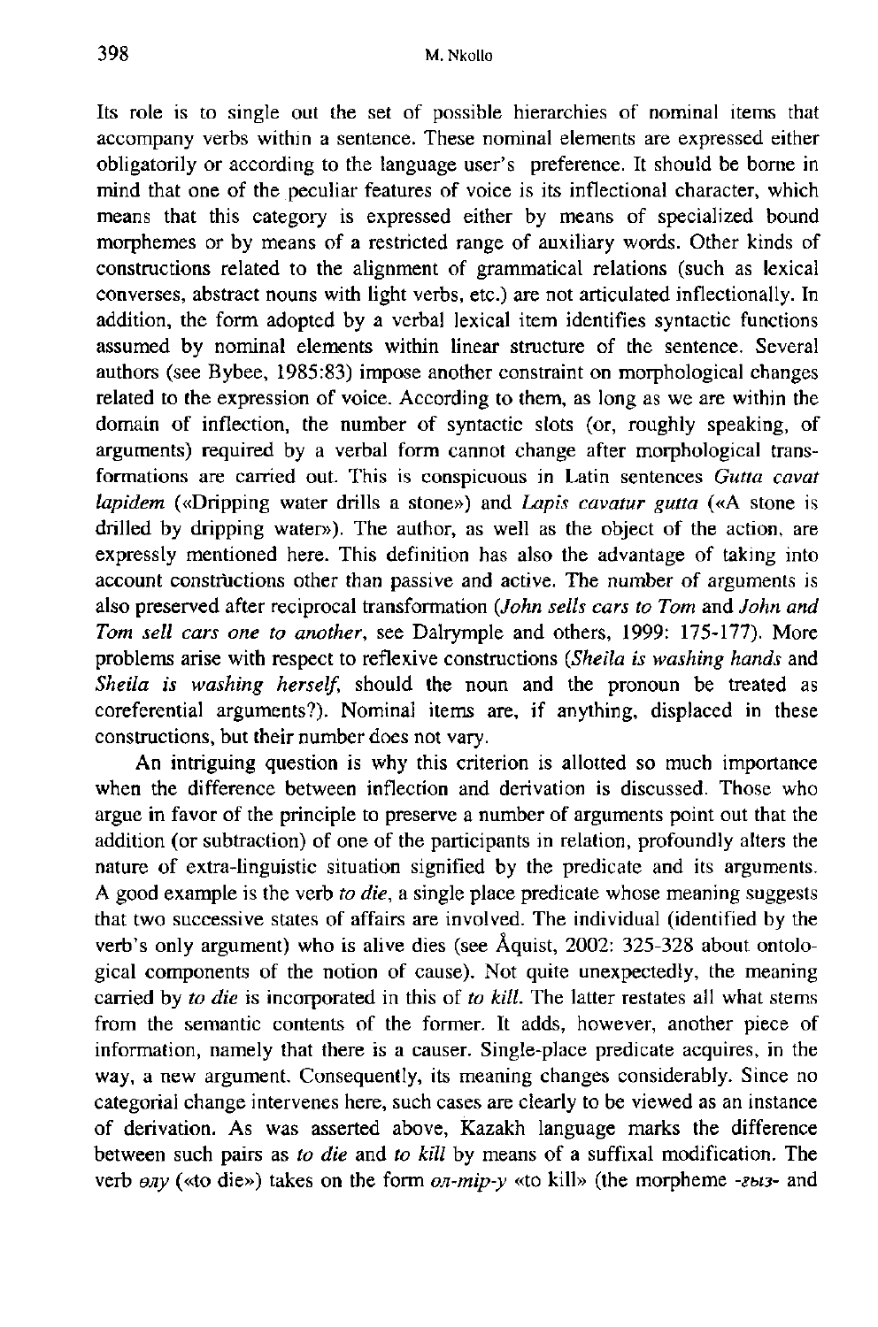Its role is to single out the set of possible hierarchies of nominal items that accompany verbs within a sentence. These nominal elements are expressed either obligatorily or according to the language user's preference. It should be borne in mind that one of the peculiar features of voice is its inflectional character, which means that this category is expressed either by means of specialized bound morphemes or by means of a restricted range of auxiliary words. Other kinds of constructions related to the alignment of grammatical relations (such as lexical converses, abstract nouns with light verbs, etc.) are not articulated inflectionally. In addition, the form adopted by a verbal lexical item identifies syntactic functions assumed by nominal elements within linear structure of the sentence. Several authors (see Bybee, 1985:83) impose another constraint on morphological changes related to the expression of voice. According to them, as long as we are within the domain of inflection, the number of syntactic slots (or, roughly speaking, of arguments) required by a verbal form cannot change after morphological transformations are carried out. This is conspicuous in Latin sentences *Gutta cavat lapidem* («Dripping water drills a stone») and *Lapis cavatur gutta* («A stone is drilled by dripping water»). The author, as well as the object of the action, are expressly mentioned here. This definition has also the advantage of taking into account constructions other than passive and active. The number of arguments is also preserved after reciprocal transformation (*John sells cars to Tom* and *John and Tom sell cars one to another*, see Dalrymple and others, 1999: 175-177). More problems arise with respect to reflexive constructions (*Sheila is washing hands* and *Sheila is washing herself*, should the noun and the pronoun be treated as coreferential arguments?). Nominal items are, if anything, displaced in these constructions, but their number does not vary.

An intriguing question is why this criterion is allotted so much importance when the difference between inflection and derivation is discussed. Those who argue in favor of the principle to preserve a number of arguments point out that the addition (or subtraction) of one of the participants in relation, profoundly alters the nature of extra-linguistic situation signified by the predicate and its arguments. A good example is the verb *to die*, a single place predicate whose meaning suggests that two successive states of affairs are involved. The individual (identified by the verb's only argument) who is alive dies (see Åquist, 2002: 325-328 about ontological components of the notion of cause). Not quite unexpectedly, the meaning carried by *to die* is incorporated in this of *to kill*. The latter restates all what stems from the semantic contents of the former. It adds, however, another piece of information, namely that there is a causer. Single-place predicate acquires, in the way, a new argument. Consequently, its meaning changes considerably. Since no categorial change intervenes here, such cases are clearly to be viewed as an instance of derivation. As was asserted above, Kazakh language marks the difference between such pairs as *to die* and *to kill* by means of a suffixal modification. The verb *өлу* («to die») takes on the form *өл-тір-у* «to kill» (the morpheme *-ғыз-* and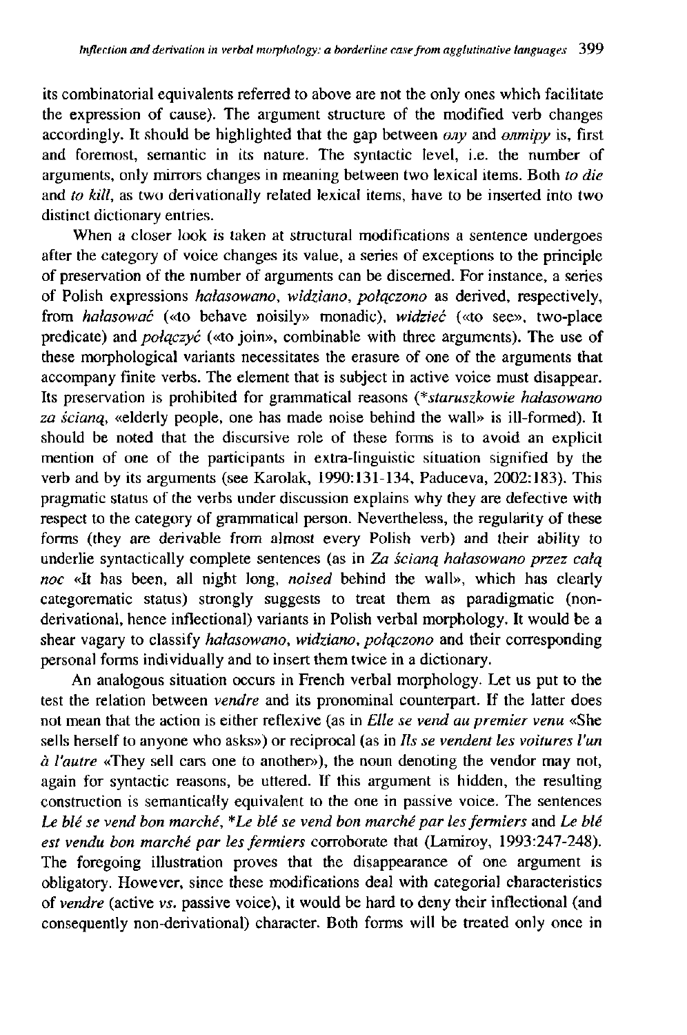its combinatorial equivalents referred to above are not the only ones which facilitate the expression of cause). The argument structure of the modified verb changes accordingly. It should be highlighted that the gap between *олу* and *олтіру* is, first and foremost, semantic in its nature. The syntactic level, i.e. the number of arguments, only mirrors changes in meaning between two lexical items. Both *to die* and *to kill*, as two derivationally related lexical items, have to be inserted into two distinct dictionary entries.

When a closer look is taken at structural modifications a sentence undergoes after the category of voice changes its value, a series of exceptions to the principle of preservation of the number of arguments can be discerned. For instance, a series of Polish expressions *hałasowano*, *widziano*, *połączono* as derived, respectively, from *hałasować* («to behave noisily» monadic), *widzieć* («to see», two-place predicate) and *połączyć* («to join», combinable with three arguments). The use of these morphological variants necessitates the erasure of one of the arguments that accompany finite verbs. The element that is subject in active voice must disappear. Its preservation is prohibited for grammatical reasons (*\*staruszkowie hałasowano za ścianą*, «elderly people, one has made noise behind the wall» is ill-formed). It should be noted that the discursive role of these forms is to avoid an explicit mention of one of the participants in extra-linguistic situation signified by the verb and by its arguments (see Karolak, 1990:131-134, Paduceva, 2002:183). This pragmatic status of the verbs under discussion explains why they are defective with respect to the category of grammatical person. Nevertheless, the regularity of these forms (they are derivable from almost every Polish verb) and their ability to underlie syntactically complete sentences (as in *Za ścianą hałasowano przez całą noc* «It has been, all night long, *noised* behind the wall», which has clearly categorematic status) strongly suggests to treat them as paradigmatic (non-derivational, hence inflectional) variants in Polish verbal morphology. It would be a shear vagary to classify *hałasowano*, *widziano*, *połączono* and their corresponding personal forms individually and to insert them twice in a dictionary.

An analogous situation occurs in French verbal morphology. Let us put to the test the relation between *vendre* and its pronominal counterpart. If the latter does not mean that the action is either reflexive (as in *Elle se vend au premier venu* «She sells herself to anyone who asks») or reciprocal (as in *Ils se vendent les voitures l'un à l'autre* «They sell cars one to another»), the noun denoting the vendor may not, again for syntactic reasons, be uttered. If this argument is hidden, the resulting construction is semantically equivalent to the one in passive voice. The sentences *Le blé se vend bon marché*, *\*Le blé se vend bon marché par les fermiers* and *Le blé est vendu bon marché par les fermiers* corroborate that (Lamiroy, 1993:247-248). The foregoing illustration proves that the disappearance of one argument is obligatory. However, since these modifications deal with categorial characteristics of *vendre* (active *vs.* passive voice), it would be hard to deny their inflectional (and consequently non-derivational) character. Both forms will be treated only once in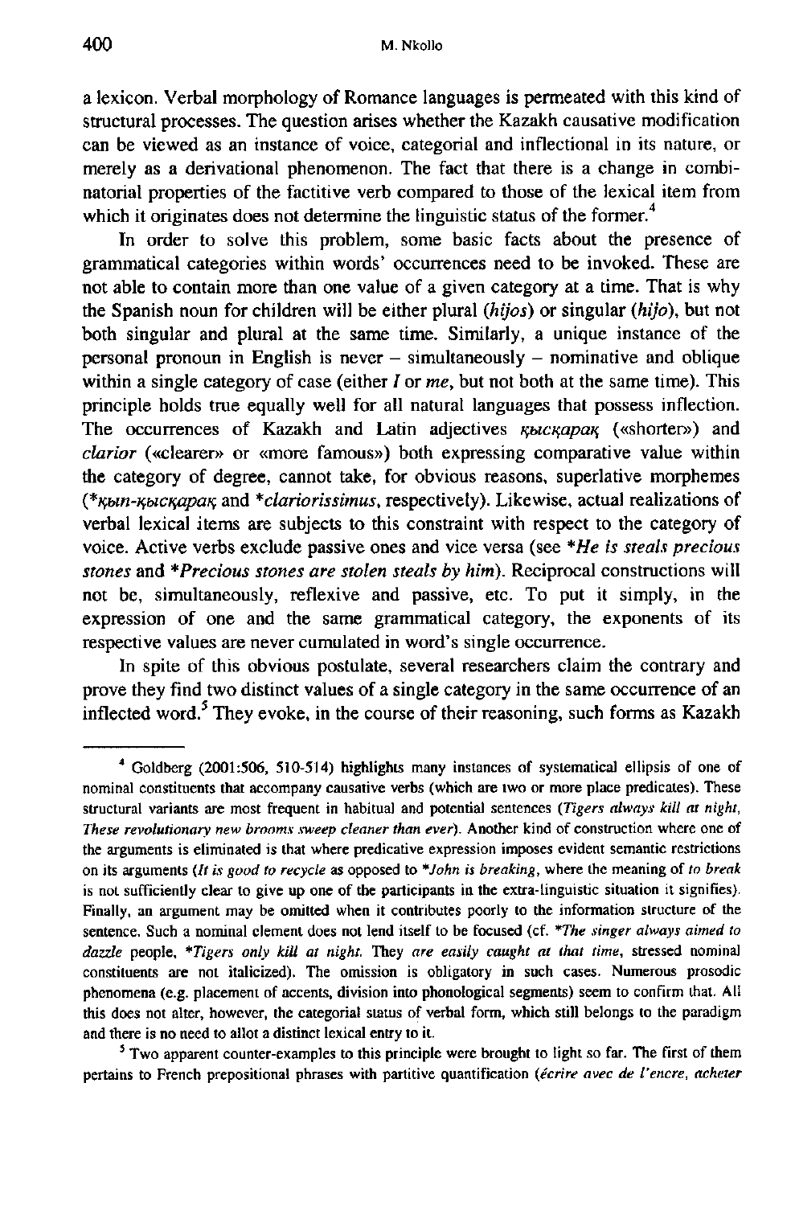a lexicon. Verbal morphology of Romance languages is permeated with this kind of structural processes. The question arises whether the Kazakh causative modification can be viewed as an instance of voice, categorial and inflectional in its nature, or merely as a derivational phenomenon. The fact that there is a change in combinatorial properties of the factitive verb compared to those of the lexical item from which it originates does not determine the linguistic status of the former.[4]

In order to solve this problem, some basic facts about the presence of grammatical categories within words' occurrences need to be invoked. These are not able to contain more than one value of a given category at a time. That is why the Spanish noun for children will be either plural (*hijos*) or singular (*hijo*), but not both singular and plural at the same time. Similarly, a unique instance of the personal pronoun in English is never – simultaneously – nominative and oblique within a single category of case (either *I* or *me*, but not both at the same time). This principle holds true equally well for all natural languages that possess inflection. The occurrences of Kazakh and Latin adjectives *қысқарақ* («shorter») and *clarior* («clearer» or «more famous») both expressing comparative value within the category of degree, cannot take, for obvious reasons, superlative morphemes (*\*қып-қысқарақ* and *\*clariorissimus*, respectively). Likewise, actual realizations of verbal lexical items are subjects to this constraint with respect to the category of voice. Active verbs exclude passive ones and vice versa (see *\*He is steals precious stones* and *\*Precious stones are stolen steals by him*). Reciprocal constructions will not be, simultaneously, reflexive and passive, etc. To put it simply, in the expression of one and the same grammatical category, the exponents of its respective values are never cumulated in word's single occurrence.

In spite of this obvious postulate, several researchers claim the contrary and prove they find two distinct values of a single category in the same occurrence of an inflected word.[5] They evoke, in the course of their reasoning, such forms as Kazakh

---

[4] Goldberg (2001:506, 510-514) highlights many instances of systematical ellipsis of one of nominal constituents that accompany causative verbs (which are two or more place predicates). These structural variants are most frequent in habitual and potential sentences (*Tigers always kill at night, These revolutionary new brooms sweep cleaner than ever*). Another kind of construction where one of the arguments is eliminated is that where predicative expression imposes evident semantic restrictions on its arguments (*It is good to recycle* as opposed to *\*John is breaking*, where the meaning of *to break* is not sufficiently clear to give up one of the participants in the extra-linguistic situation it signifies). Finally, an argument may be omitted when it contributes poorly to the information structure of the sentence. Such a nominal element does not lend itself to be focused (cf. *\*The singer always aimed to dazzle* people, *\*Tigers only kill at night.* They *are easily caught at that time*, stressed nominal constituents are not italicized). The omission is obligatory in such cases. Numerous prosodic phenomena (e.g. placement of accents, division into phonological segments) seem to confirm that. All this does not alter, however, the categorial status of verbal form, which still belongs to the paradigm and there is no need to allot a distinct lexical entry to it.

[5] Two apparent counter-examples to this principle were brought to light so far. The first of them pertains to French prepositional phrases with partitive quantification (*écrire avec de l'encre, acheter*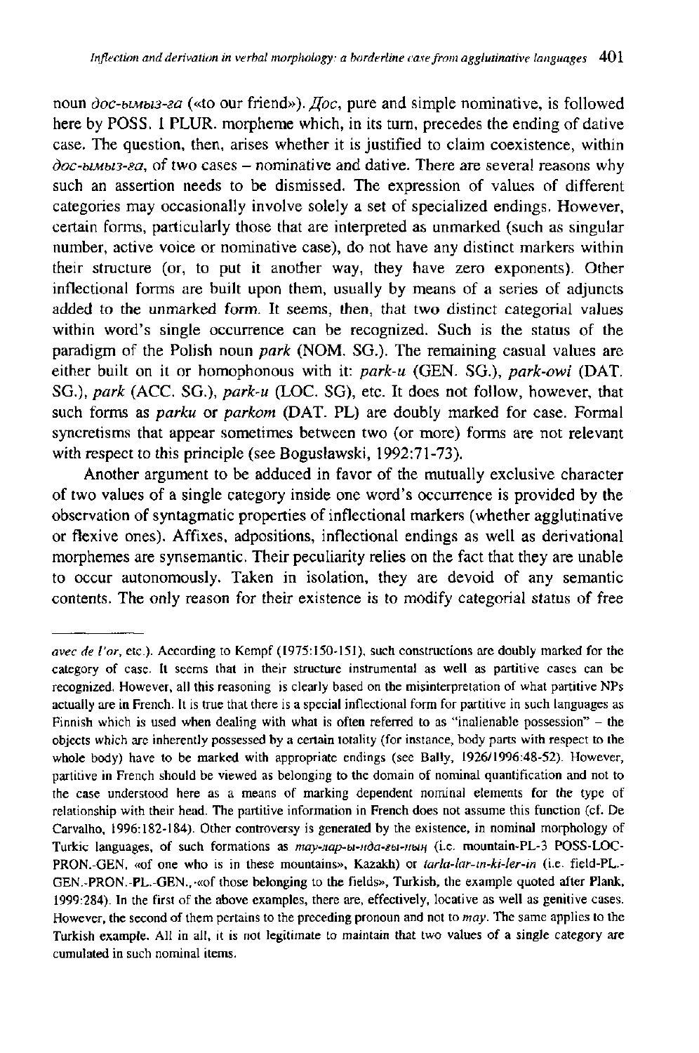noun *дос-ымыз-га* («to our friend»). *Дос*, pure and simple nominative, is followed here by POSS. 1 PLUR. morpheme which, in its turn, precedes the ending of dative case. The question, then, arises whether it is justified to claim coexistence, within *дос-ымыз-га*, of two cases – nominative and dative. There are several reasons why such an assertion needs to be dismissed. The expression of values of different categories may occasionally involve solely a set of specialized endings. However, certain forms, particularly those that are interpreted as unmarked (such as singular number, active voice or nominative case), do not have any distinct markers within their structure (or, to put it another way, they have zero exponents). Other inflectional forms are built upon them, usually by means of a series of adjuncts added to the unmarked form. It seems, then, that two distinct categorial values within word's single occurrence can be recognized. Such is the status of the paradigm of the Polish noun *park* (NOM. SG.). The remaining casual values are either built on it or homophonous with it: *park-u* (GEN. SG.), *park-owi* (DAT. SG.), *park* (ACC. SG.), *park-u* (LOC. SG), etc. It does not follow, however, that such forms as *parku* or *parkom* (DAT. PL) are doubly marked for case. Formal syncretisms that appear sometimes between two (or more) forms are not relevant with respect to this principle (see Boguslawski, 1992:71-73).

Another argument to be adduced in favor of the mutually exclusive character of two values of a single category inside one word's occurrence is provided by the observation of syntagmatic properties of inflectional markers (whether agglutinative or flexive ones). Affixes, adpositions, inflectional endings as well as derivational morphemes are synsemantic. Their peculiarity relies on the fact that they are unable to occur autonomously. Taken in isolation, they are devoid of any semantic contents. The only reason for their existence is to modify categorial status of free

---

*avec de l'or*, etc.). According to Kempf (1975:150-151), such constructions are doubly marked for the category of case. It seems that in their structure instrumental as well as partitive cases can be recognized. However, all this reasoning is clearly based on the misinterpretation of what partitive NPs actually are in French. It is true that there is a special inflectional form for partitive in such languages as Finnish which is used when dealing with what is often referred to as "inalienable possession" – the objects which are inherently possessed by a certain totality (for instance, body parts with respect to the whole body) have to be marked with appropriate endings (see Bally, 1926/1996:48-52). However, partitive in French should be viewed as belonging to the domain of nominal quantification and not to the case understood here as a means of marking dependent nominal elements for the type of relationship with their head. The partitive information in French does not assume this function (cf. De Carvalho, 1996:182-184). Other controversy is generated by the existence, in nominal morphology of Turkic languages, of such formations as *тау-лар-ы-нда-гы-ның* (i.e. mountain-PL-3 POSS-LOC-PRON.-GEN, «of one who is in these mountains», Kazakh) or *tarla-lar-ın-ki-ler-in* (i.e. field-PL.-GEN.-PRON.-PL.-GEN., «of those belonging to the fields», Turkish, the example quoted after Plank, 1999:284). In the first of the above examples, there are, effectively, locative as well as genitive cases. However, the second of them pertains to the preceding pronoun and not to *тау*. The same applies to the Turkish example. All in all, it is not legitimate to maintain that two values of a single category are cumulated in such nominal items.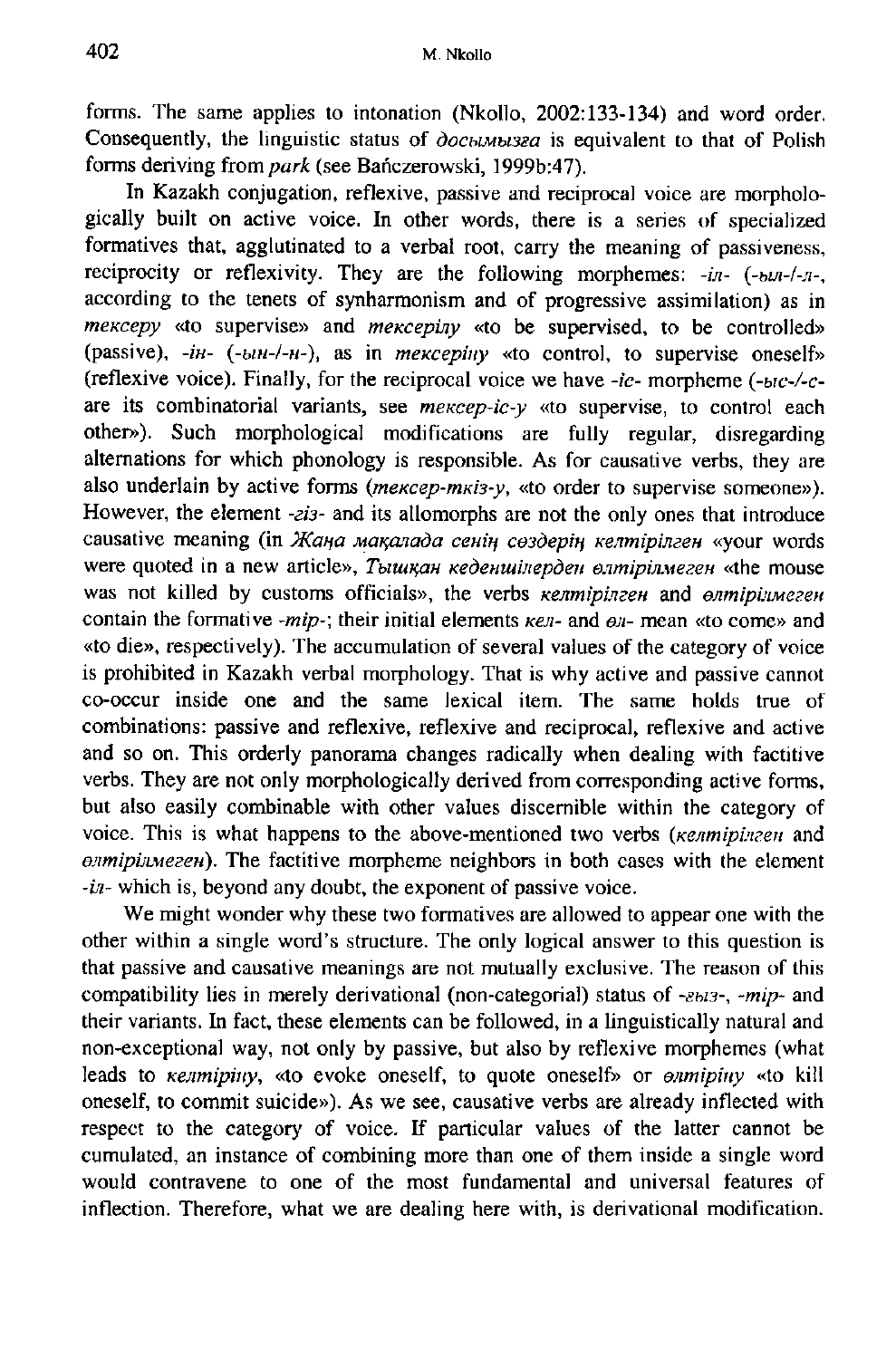forms. The same applies to intonation (Nkollo, 2002:133-134) and word order. Consequently, the linguistic status of *досымызға* is equivalent to that of Polish forms deriving from *park* (see Bańczerowski, 1999b:47).

In Kazakh conjugation, reflexive, passive and reciprocal voice are morphologically built on active voice. In other words, there is a series of specialized formatives that, agglutinated to a verbal root, carry the meaning of passiveness, reciprocity or reflexivity. They are the following morphemes: *-іл-* (*-ыл-/-л-*, according to the tenets of synharmonism and of progressive assimilation) as in *тексеру* «to supervise» and *тексерілу* «to be supervised, to be controlled» (passive), *-ін-* (*-ын-/-н-*), as in *тексеріну* «to control, to supervise oneself» (reflexive voice). Finally, for the reciprocal voice we have *-іс-* morpheme (*-ыс-/-с-* are its combinatorial variants, see *тексер-іс-у* «to supervise, to control each other»). Such morphological modifications are fully regular, disregarding alternations for which phonology is responsible. As for causative verbs, they are also underlain by active forms (*тексер-ткіз-у*, «to order to supervise someone»). However, the element *-гіз-* and its allomorphs are not the only ones that introduce causative meaning (in *Жаңа мақалада сенің сөздерің келтірілген* «your words were quoted in a new article», *Тышқан кеденшілерден өлтірілмеген* «the mouse was not killed by customs officials», the verbs *келтірілген* and *өлтірілмеген* contain the formative *-тір-*; their initial elements *кел-* and *өл-* mean «to come» and «to die», respectively). The accumulation of several values of the category of voice is prohibited in Kazakh verbal morphology. That is why active and passive cannot co-occur inside one and the same lexical item. The same holds true of combinations: passive and reflexive, reflexive and reciprocal, reflexive and active and so on. This orderly panorama changes radically when dealing with factitive verbs. They are not only morphologically derived from corresponding active forms, but also easily combinable with other values discernible within the category of voice. This is what happens to the above-mentioned two verbs (*келтірілген* and *өлтірілмеген*). The factitive morpheme neighbors in both cases with the element *-іл-* which is, beyond any doubt, the exponent of passive voice.

We might wonder why these two formatives are allowed to appear one with the other within a single word's structure. The only logical answer to this question is that passive and causative meanings are not mutually exclusive. The reason of this compatibility lies in merely derivational (non-categorial) status of *-гыз-*, *-тір-* and their variants. In fact, these elements can be followed, in a linguistically natural and non-exceptional way, not only by passive, but also by reflexive morphemes (what leads to *келтіріну*, «to evoke oneself, to quote oneself» or *өлтіріну* «to kill oneself, to commit suicide»). As we see, causative verbs are already inflected with respect to the category of voice. If particular values of the latter cannot be cumulated, an instance of combining more than one of them inside a single word would contravene to one of the most fundamental and universal features of inflection. Therefore, what we are dealing here with, is derivational modification.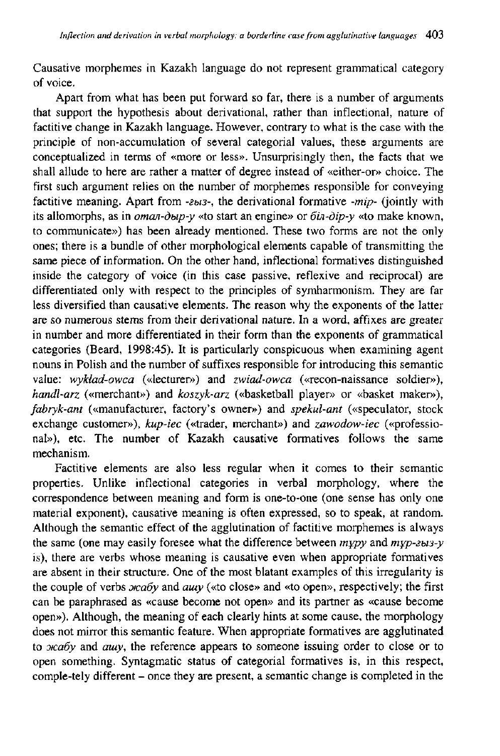Causative morphemes in Kazakh language do not represent grammatical category of voice.

Apart from what has been put forward so far, there is a number of arguments that support the hypothesis about derivational, rather than inflectional, nature of factitive change in Kazakh language. However, contrary to what is the case with the principle of non-accumulation of several categorial values, these arguments are conceptualized in terms of «more or less». Unsurprisingly then, the facts that we shall allude to here are rather a matter of degree instead of «either-or» choice. The first such argument relies on the number of morphemes responsible for conveying factitive meaning. Apart from *-ғыз-*, the derivational formative *-тір-* (jointly with its allomorphs, as in *оталдыр-у* «to start an engine» or *біл-дір-у* «to make known, to communicate») has been already mentioned. These two forms are not the only ones; there is a bundle of other morphological elements capable of transmitting the same piece of information. On the other hand, inflectional formatives distinguished inside the category of voice (in this case passive, reflexive and reciprocal) are differentiated only with respect to the principles of symharmonism. They are far less diversified than causative elements. The reason why the exponents of the latter are so numerous stems from their derivational nature. In a word, affixes are greater in number and more differentiated in their form than the exponents of grammatical categories (Beard, 1998:45). It is particularly conspicuous when examining agent nouns in Polish and the number of suffixes responsible for introducing this semantic value: *wykład-owca* («lecturer») and *zwiad-owca* («recon-naissance soldier»), *handl-arz* («merchant») and *koszyk-arz* («basketball player» or «basket maker»), *fabryk-ant* («manufacturer, factory's owner») and *spekul-ant* («speculator, stock exchange customer»), *kup-iec* («trader, merchant») and *zawodow-iec* («professional»), etc. The number of Kazakh causative formatives follows the same mechanism.

Factitive elements are also less regular when it comes to their semantic properties. Unlike inflectional categories in verbal morphology, where the correspondence between meaning and form is one-to-one (one sense has only one material exponent), causative meaning is often expressed, so to speak, at random. Although the semantic effect of the agglutination of factitive morphemes is always the same (one may easily foresee what the difference between *тұру* and *тұр-ғыз-у* is), there are verbs whose meaning is causative even when appropriate formatives are absent in their structure. One of the most blatant examples of this irregularity is the couple of verbs *жабу* and *ашу* («to close» and «to open», respectively; the first can be paraphrased as «cause become not open» and its partner as «cause become open»). Although, the meaning of each clearly hints at some cause, the morphology does not mirror this semantic feature. When appropriate formatives are agglutinated to *жабу* and *ашу*, the reference appears to someone issuing order to close or to open something. Syntagmatic status of categorial formatives is, in this respect, comple-tely different – once they are present, a semantic change is completed in the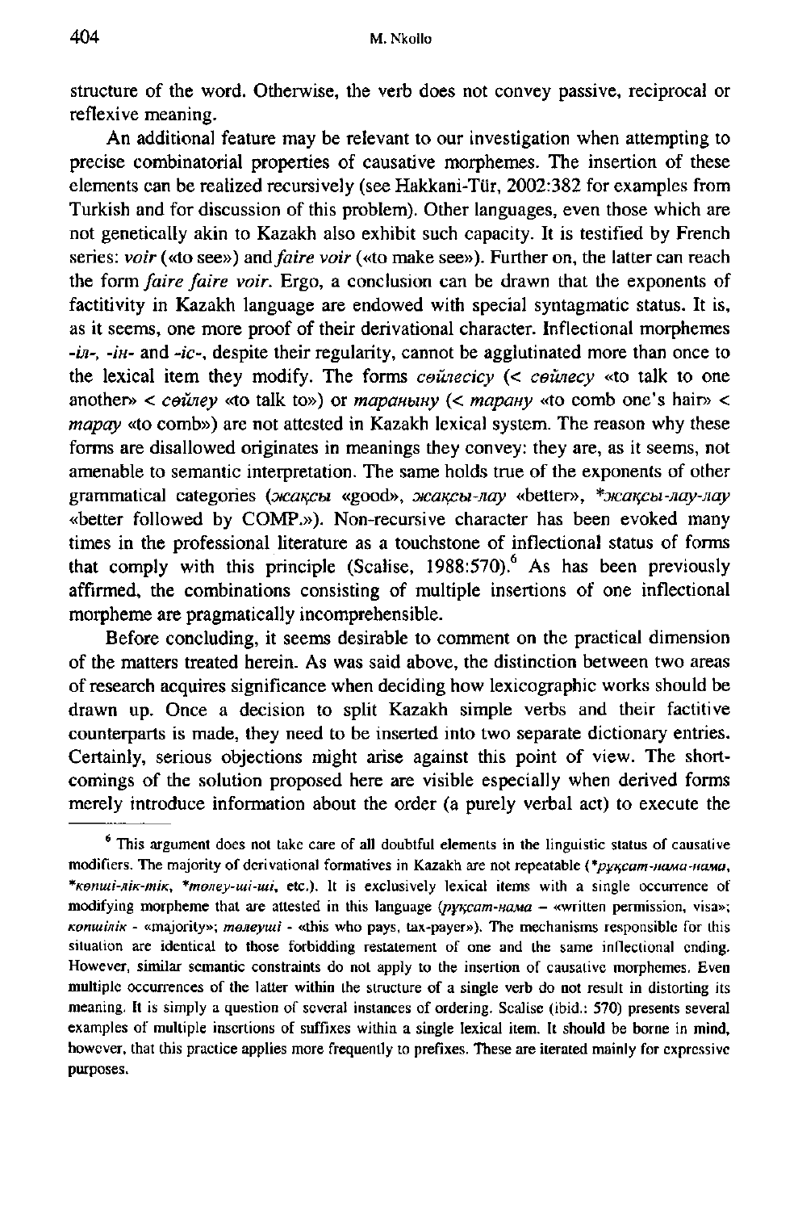structure of the word. Otherwise, the verb does not convey passive, reciprocal or reflexive meaning.

An additional feature may be relevant to our investigation when attempting to precise combinatorial properties of causative morphemes. The insertion of these elements can be realized recursively (see Hakkani-Tür, 2002:382 for examples from Turkish and for discussion of this problem). Other languages, even those which are not genetically akin to Kazakh also exhibit such capacity. It is testified by French series: *voir* («to see») and *faire voir* («to make see»). Further on, the latter can reach the form *faire faire voir*. Ergo, a conclusion can be drawn that the exponents of factitivity in Kazakh language are endowed with special syntagmatic status. It is, as it seems, one more proof of their derivational character. Inflectional morphemes *-іл-*, *-ін-* and *-іс-*, despite their regularity, cannot be agglutinated more than once to the lexical item they modify. The forms *сөйлесісу* (< *сөйлесу* «to talk to one another» < *сөйлеу* «to talk to») or *тараныну* (< *тарану* «to comb one's hair» < *тарау* «to comb») are not attested in Kazakh lexical system. The reason why these forms are disallowed originates in meanings they convey: they are, as it seems, not amenable to semantic interpretation. The same holds true of the exponents of other grammatical categories (*жақсы* «good», *жақсы-лау* «better», *\*жақсы-лау-лау* «better followed by COMP.»). Non-recursive character has been evoked many times in the professional literature as a touchstone of inflectional status of forms that comply with this principle (Scalise, 1988:570).[6] As has been previously affirmed, the combinations consisting of multiple insertions of one inflectional morpheme are pragmatically incomprehensible.

Before concluding, it seems desirable to comment on the practical dimension of the matters treated herein. As was said above, the distinction between two areas of research acquires significance when deciding how lexicographic works should be drawn up. Once a decision to split Kazakh simple verbs and their factitive counterparts is made, they need to be inserted into two separate dictionary entries. Certainly, serious objections might arise against this point of view. The shortcomings of the solution proposed here are visible especially when derived forms merely introduce information about the order (a purely verbal act) to execute the

---

[6] This argument does not take care of all doubtful elements in the linguistic status of causative modifiers. The majority of derivational formatives in Kazakh are not repeatable (*\*рұқсат-нама-нама*, *\*көпші-лік-тік*, *\*төлеу-ші-ші*, etc.). It is exclusively lexical items with a single occurrence of modifying morpheme that are attested in this language (*рұқсат-нама* – «written permission, visa»; *көпшілік* - «majority»; *төлеуші* - «this who pays, tax-payer»). The mechanisms responsible for this situation are identical to those forbidding restatement of one and the same inflectional ending. However, similar semantic constraints do not apply to the insertion of causative morphemes. Even multiple occurrences of the latter within the structure of a single verb do not result in distorting its meaning. It is simply a question of several instances of ordering. Scalise (ibid.: 570) presents several examples of multiple insertions of suffixes within a single lexical item. It should be borne in mind, however, that this practice applies more frequently to prefixes. These are iterated mainly for expressive purposes.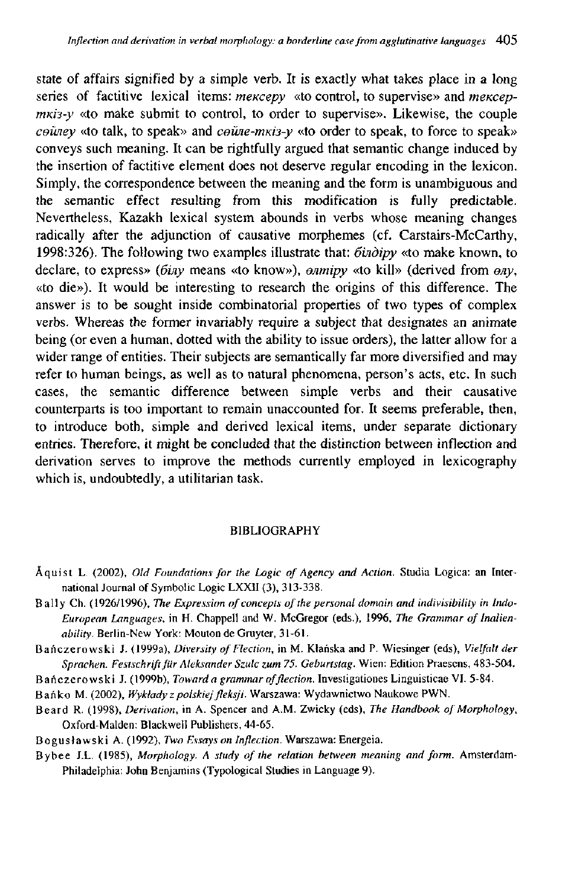state of affairs signified by a simple verb. It is exactly what takes place in a long series of factitive lexical items: *мексеру* «to control, to supervise» and *мексер-ткіз-у* «to make submit to control, to order to supervise». Likewise, the couple *сөйлеу* «to talk, to speak» and *сөйле-ткіз-у* «to order to speak, to force to speak» conveys such meaning. It can be rightfully argued that semantic change induced by the insertion of factitive element does not deserve regular encoding in the lexicon. Simply, the correspondence between the meaning and the form is unambiguous and the semantic effect resulting from this modification is fully predictable. Nevertheless, Kazakh lexical system abounds in verbs whose meaning changes radically after the adjunction of causative morphemes (cf. Carstairs-McCarthy, 1998:326). The following two examples illustrate that: *білдіру* «to make known, to declare, to express» (*білу* means «to know»), *өлтіру* «to kill» (derived from *өлу*, «to die»). It would be interesting to research the origins of this difference. The answer is to be sought inside combinatorial properties of two types of complex verbs. Whereas the former invariably require a subject that designates an animate being (or even a human, dotted with the ability to issue orders), the latter allow for a wider range of entities. Their subjects are semantically far more diversified and may refer to human beings, as well as to natural phenomena, person's acts, etc. In such cases, the semantic difference between simple verbs and their causative counterparts is too important to remain unaccounted for. It seems preferable, then, to introduce both, simple and derived lexical items, under separate dictionary entries. Therefore, it might be concluded that the distinction between inflection and derivation serves to improve the methods currently employed in lexicography which is, undoubtedly, a utilitarian task.

## BIBLIOGRAPHY

Åquist L. (2002), *Old Foundations for the Logic of Agency and Action*. Studia Logica: an International Journal of Symbolic Logic LXXII (3), 313-338.

Bally Ch. (1926/1996), *The Expression of concepts of the personal domain and indivisibility in Indo-European Languages*, in H. Chappell and W. McGregor (eds.), 1996, *The Grammar of Inalienability*. Berlin-New York: Mouton de Gruyter, 31-61.

Bańczerowski J. (1999a), *Diversity of Flection*, in M. Klańska and P. Wiesinger (eds), *Vielfalt der Sprachen. Festschrift für Aleksander Szulc zum 75. Geburtstag*. Wien: Edition Praesens, 483-504.

Bańczerowski J. (1999b), *Toward a grammar of flection*. Investigationes Linguisticae VI. 5-84.

Bańko M. (2002), *Wykłady z polskiej fleksji*. Warszawa: Wydawnictwo Naukowe PWN.

Beard R. (1998), *Derivation*, in A. Spencer and A.M. Zwicky (eds), *The Handbook of Morphology*, Oxford-Malden: Blackwell Publishers, 44-65.

Bogusławski A. (1992), *Two Essays on Inflection*. Warszawa: Energeia.

Bybee J.L. (1985), *Morphology. A study of the relation between meaning and form*. Amsterdam-Philadelphia: John Benjamins (Typological Studies in Language 9).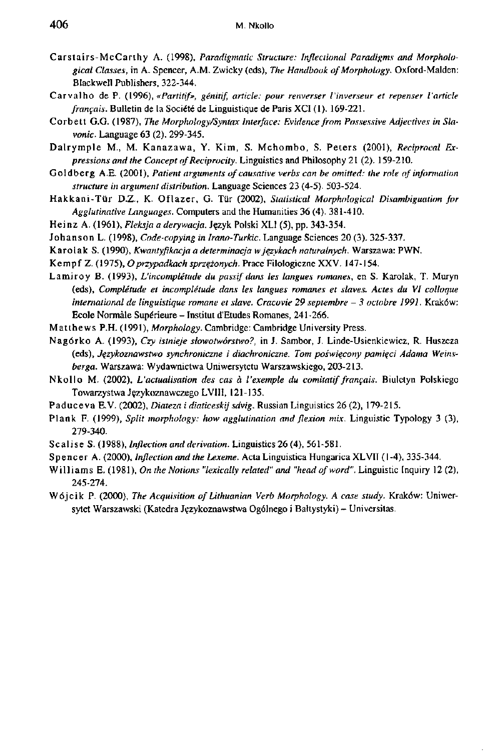Carstairs-McCarthy A. (1998), *Paradigmatic Structure: Inflectional Paradigms and Morphological Classes*, in A. Spencer, A.M. Zwicky (eds), *The Handbook of Morphology*. Oxford-Malden: Blackwell Publishers, 322-344.

Carvalho de P. (1996), *«Partitif», génitif, article: pour renverser l'inverseur et repenser l'article français*. Bulletin de la Société de Linguistique de Paris XCI (1). 169-221.

Corbett G.G. (1987), *The Morphology/Syntax Interface: Evidence from Possessive Adjectives in Slavonic*. Language 63 (2). 299-345.

Dalrymple M., M. Kanazawa, Y. Kim, S. Mchombo, S. Peters (2001), *Reciprocal Expressions and the Concept of Reciprocity*. Linguistics and Philosophy 21 (2). 159-210.

Goldberg A.E. (2001), *Patient arguments of causative verbs can be omitted: the role of information structure in argument distribution*. Language Sciences 23 (4-5). 503-524.

Hakkani-Tür D.Z., K. Oflazer, G. Tür (2002), *Statistical Morphological Disambiguation for Agglutinative Languages*. Computers and the Humanities 36 (4). 381-410.

Heinz A. (1961), *Fleksja a derywacja*. Język Polski XLI (5), pp. 343-354.

Johanson L. (1998), *Code-copying in Irano-Turkic*. Language Sciences 20 (3). 325-337.

Karolak S. (1990), *Kwantyfikacja a determinacja w językach naturalnych*. Warszawa: PWN.

Kempf Z. (1975), *O przypadkach sprzężonych*. Prace Filologiczne XXV. 147-154.

Lamiroy B. (1993), *L'incomplétude du passif dans les langues romanes*, en S. Karolak, T. Muryn (eds), *Complétude et incomplétude dans les langues romanes et slaves. Actes du VI colloque international de linguistique romane et slave. Cracovie 29 septembre – 3 octobre 1991*. Kraków: Ecole Normale Supérieure – Institut d'Etudes Romanes, 241-266.

Matthews P.H. (1991), *Morphology*. Cambridge: Cambridge University Press.

Nagórko A. (1993), *Czy istnieje słowotwórstwo?*, in J. Sambor, J. Linde-Usienkiewicz, R. Huszcza (eds), *Językoznawstwo synchroniczne i diachroniczne. Tom poświęcony pamięci Adama Weinsberga*. Warszawa: Wydawnictwa Uniwersytetu Warszawskiego, 203-213.

Nkollo M. (2002), *L'actualisation des cas à l'exemple du comitatif français*. Biuletyn Polskiego Towarzystwa Językoznawczego LVIII, 121-135.

Paduceva E.V. (2002), *Diateza i diaticeskij sdvig*. Russian Linguistics 26 (2), 179-215.

Plank F. (1999), *Split morphology: how agglutination and flexion mix*. Linguistic Typology 3 (3), 279-340.

Scalise S. (1988), *Inflection and derivation*. Linguistics 26 (4), 561-581.

Spencer A. (2000), *Inflection and the Lexeme*. Acta Linguistica Hungarica XLVII (1-4), 335-344.

Williams E. (1981), *On the Notions "lexically related" and "head of word"*. Linguistic Inquiry 12 (2), 245-274.

Wójcik P. (2000), *The Acquisition of Lithuanian Verb Morphology. A case study*. Kraków: Uniwersytet Warszawski (Katedra Językoznawstwa Ogólnego i Bałtystyki) – Universitas.